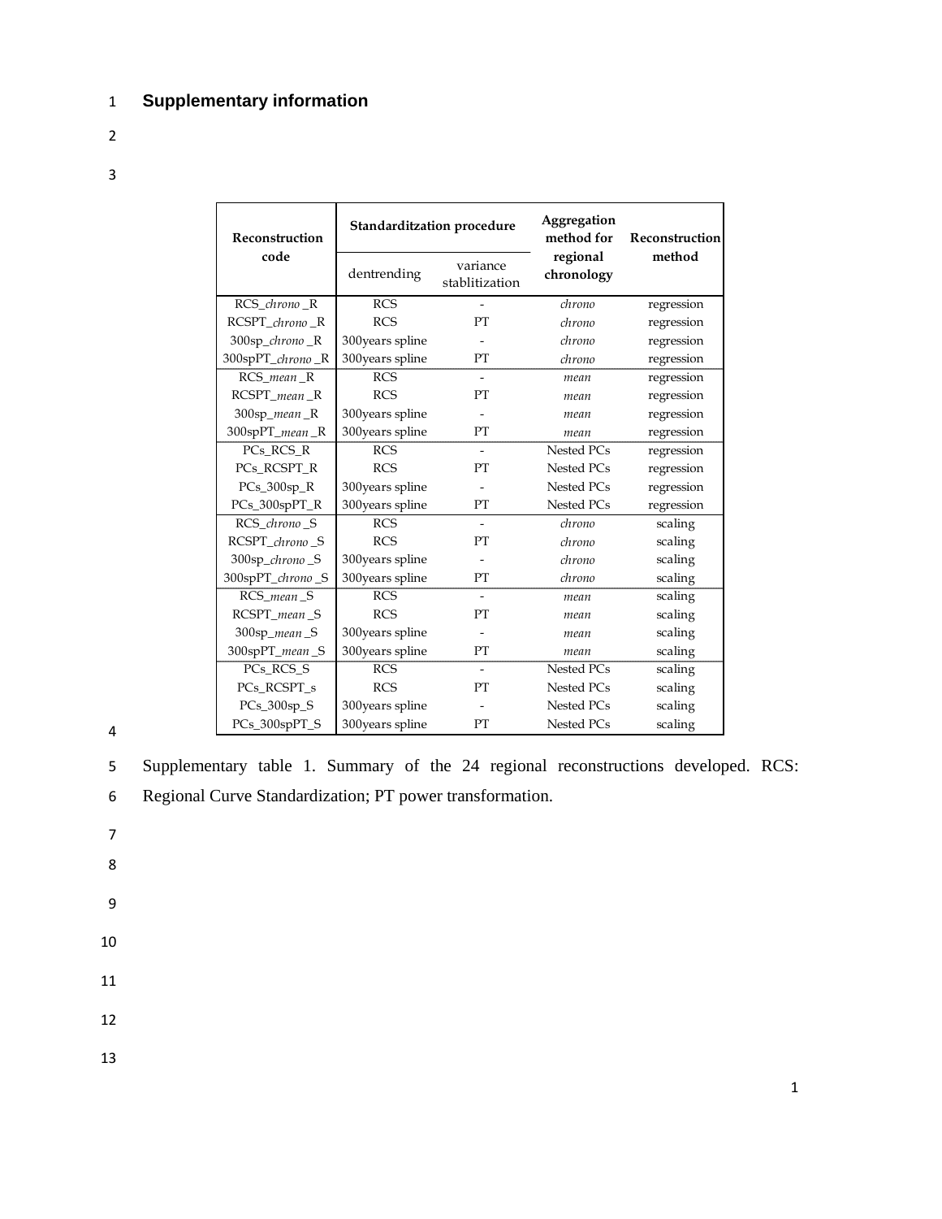# Supplementary information

| Reconstruction code | Standarditzation procedure | | Aggregation method for regional chronology | Reconstruction method |
|---|---|---|---|---|
| | dentrending | variance stablitization | | |
| RCS_*chrono* _R | RCS | - | *chrono* | regression |
| RCSPT_*chrono* _R | RCS | PT | *chrono* | regression |
| 300sp_*chrono* _R | 300years spline | - | *chrono* | regression |
| 300spPT_*chrono* _R | 300years spline | PT | *chrono* | regression |
| RCS_*mean* _R | RCS | - | *mean* | regression |
| RCSPT_*mean* _R | RCS | PT | *mean* | regression |
| 300sp_*mean* _R | 300years spline | - | *mean* | regression |
| 300spPT_*mean* _R | 300years spline | PT | *mean* | regression |
| PCs_RCS_R | RCS | - | Nested PCs | regression |
| PCs_RCSPT_R | RCS | PT | Nested PCs | regression |
| PCs_300sp_R | 300years spline | - | Nested PCs | regression |
| PCs_300spPT_R | 300years spline | PT | Nested PCs | regression |
| RCS_*chrono* _S | RCS | - | *chrono* | scaling |
| RCSPT_*chrono* _S | RCS | PT | *chrono* | scaling |
| 300sp_*chrono* _S | 300years spline | - | *chrono* | scaling |
| 300spPT_*chrono* _S | 300years spline | PT | *chrono* | scaling |
| RCS_*mean* _S | RCS | - | *mean* | scaling |
| RCSPT_*mean* _S | RCS | PT | *mean* | scaling |
| 300sp_*mean* _S | 300years spline | - | *mean* | scaling |
| 300spPT_*mean* _S | 300years spline | PT | *mean* | scaling |
| PCs_RCS_S | RCS | - | Nested PCs | scaling |
| PCs_RCSPT_s | RCS | PT | Nested PCs | scaling |
| PCs_300sp_S | 300years spline | - | Nested PCs | scaling |
| PCs_300spPT_S | 300years spline | PT | Nested PCs | scaling |

Supplementary table 1. Summary of the 24 regional reconstructions developed. RCS: Regional Curve Standardization; PT power transformation.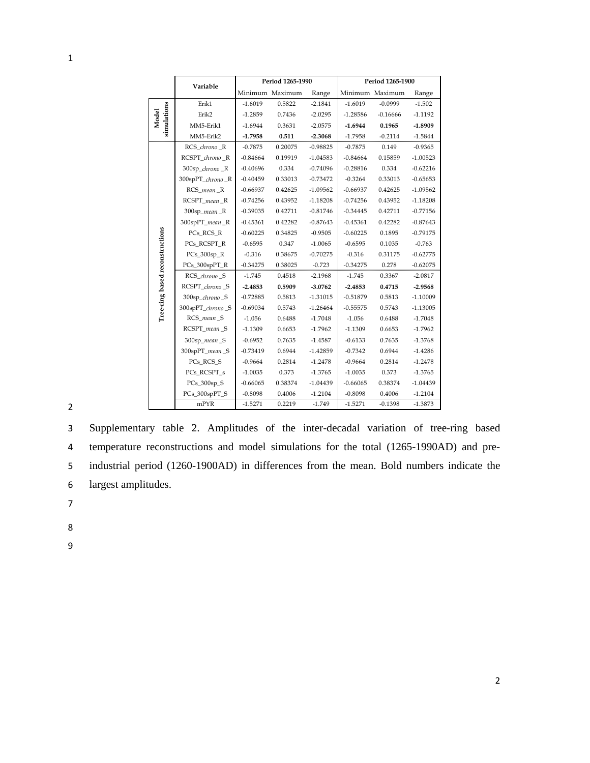| | Variable | Period 1265-1990 | | | Period 1265-1900 | | |
|---|---|---|---|---|---|---|---|
| | | Minimum | Maximum | Range | Minimum | Maximum | Range |
| Model simulations | Erik1 | -1.6019 | 0.5822 | -2.1841 | -1.6019 | -0.0999 | -1.502 |
| | Erik2 | -1.2859 | 0.7436 | -2.0295 | -1.28586 | -0.16666 | -1.1192 |
| | MM5-Erik1 | -1.6944 | 0.3631 | -2.0575 | **-1.6944** | **0.1965** | **-1.8909** |
| | MM5-Erik2 | **-1.7958** | **0.511** | **-2.3068** | -1.7958 | -0.2114 | -1.5844 |
| Tree-ring based reconstructions | RCS_*chrono*_R | -0.7875 | 0.20075 | -0.98825 | -0.7875 | 0.149 | -0.9365 |
| | RCSPT_*chrono*_R | -0.84664 | 0.19919 | -1.04583 | -0.84664 | 0.15859 | -1.00523 |
| | 300sp_*chrono*_R | -0.40696 | 0.334 | -0.74096 | -0.28816 | 0.334 | -0.62216 |
| | 300spPT_*chrono*_R | -0.40459 | 0.33013 | -0.73472 | -0.3264 | 0.33013 | -0.65653 |
| | RCS_*mean*_R | -0.66937 | 0.42625 | -1.09562 | -0.66937 | 0.42625 | -1.09562 |
| | RCSPT_*mean*_R | -0.74256 | 0.43952 | -1.18208 | -0.74256 | 0.43952 | -1.18208 |
| | 300sp_*mean*_R | -0.39035 | 0.42711 | -0.81746 | -0.34445 | 0.42711 | -0.77156 |
| | 300spPT_*mean*_R | -0.45361 | 0.42282 | -0.87643 | -0.45361 | 0.42282 | -0.87643 |
| | PCs_RCS_R | -0.60225 | 0.34825 | -0.9505 | -0.60225 | 0.1895 | -0.79175 |
| | PCs_RCSPT_R | -0.6595 | 0.347 | -1.0065 | -0.6595 | 0.1035 | -0.763 |
| | PCs_300sp_R | -0.316 | 0.38675 | -0.70275 | -0.316 | 0.31175 | -0.62775 |
| | PCs_300spPT_R | -0.34275 | 0.38025 | -0.723 | -0.34275 | 0.278 | -0.62075 |
| | RCS_*chrono*_S | -1.745 | 0.4518 | -2.1968 | -1.745 | 0.3367 | -2.0817 |
| | RCSPT_*chrono*_S | **-2.4853** | **0.5909** | **-3.0762** | **-2.4853** | **0.4715** | **-2.9568** |
| | 300sp_*chrono*_S | -0.72885 | 0.5813 | -1.31015 | -0.51879 | 0.5813 | -1.10009 |
| | 300spPT_*chrono*_S | -0.69034 | 0.5743 | -1.26464 | -0.55575 | 0.5743 | -1.13005 |
| | RCS_*mean*_S | -1.056 | 0.6488 | -1.7048 | -1.056 | 0.6488 | -1.7048 |
| | RCSPT_*mean*_S | -1.1309 | 0.6653 | -1.7962 | -1.1309 | 0.6653 | -1.7962 |
| | 300sp_*mean*_S | -0.6952 | 0.7635 | -1.4587 | -0.6133 | 0.7635 | -1.3768 |
| | 300spPT_*mean*_S | -0.73419 | 0.6944 | -1.42859 | -0.7342 | 0.6944 | -1.4286 |
| | PCs_RCS_S | -0.9664 | 0.2814 | -1.2478 | -0.9664 | 0.2814 | -1.2478 |
| | PCs_RCSPT_s | -1.0035 | 0.373 | -1.3765 | -1.0035 | 0.373 | -1.3765 |
| | PCs_300sp_S | -0.66065 | 0.38374 | -1.04439 | -0.66065 | 0.38374 | -1.04439 |
| | PCs_300spPT_S | -0.8098 | 0.4006 | -1.2104 | -0.8098 | 0.4006 | -1.2104 |
| | mPYR | -1.5271 | 0.2219 | -1.749 | -1.5271 | -0.1398 | -1.3873 |

Supplementary table 2. Amplitudes of the inter-decadal variation of tree-ring based temperature reconstructions and model simulations for the total (1265-1990AD) and pre-industrial period (1260-1900AD) in differences from the mean. Bold numbers indicate the largest amplitudes.